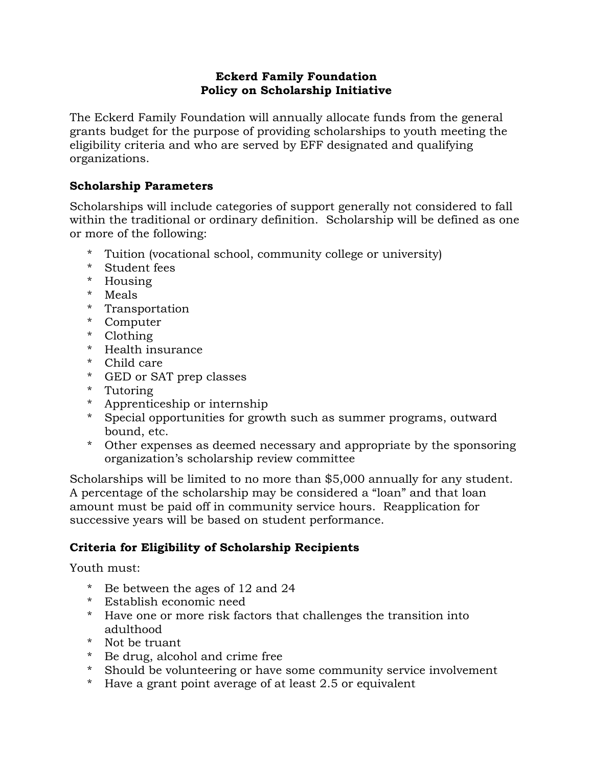**Eckerd Family Foundation**
**Policy on Scholarship Initiative**

The Eckerd Family Foundation will annually allocate funds from the general grants budget for the purpose of providing scholarships to youth meeting the eligibility criteria and who are served by EFF designated and qualifying organizations.

## Scholarship Parameters

Scholarships will include categories of support generally not considered to fall within the traditional or ordinary definition. Scholarship will be defined as one or more of the following:

* Tuition (vocational school, community college or university)
* Student fees
* Housing
* Meals
* Transportation
* Computer
* Clothing
* Health insurance
* Child care
* GED or SAT prep classes
* Tutoring
* Apprenticeship or internship
* Special opportunities for growth such as summer programs, outward bound, etc.
* Other expenses as deemed necessary and appropriate by the sponsoring organization's scholarship review committee

Scholarships will be limited to no more than $5,000 annually for any student. A percentage of the scholarship may be considered a "loan" and that loan amount must be paid off in community service hours. Reapplication for successive years will be based on student performance.

## Criteria for Eligibility of Scholarship Recipients

Youth must:

* Be between the ages of 12 and 24
* Establish economic need
* Have one or more risk factors that challenges the transition into adulthood
* Not be truant
* Be drug, alcohol and crime free
* Should be volunteering or have some community service involvement
* Have a grant point average of at least 2.5 or equivalent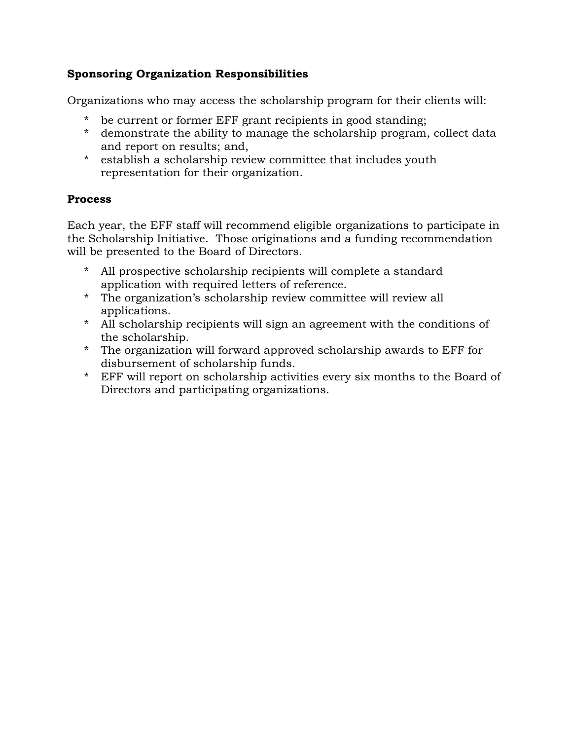**Sponsoring Organization Responsibilities**

Organizations who may access the scholarship program for their clients will:

* be current or former EFF grant recipients in good standing;
* demonstrate the ability to manage the scholarship program, collect data and report on results; and,
* establish a scholarship review committee that includes youth representation for their organization.

**Process**

Each year, the EFF staff will recommend eligible organizations to participate in the Scholarship Initiative. Those originations and a funding recommendation will be presented to the Board of Directors.

* All prospective scholarship recipients will complete a standard application with required letters of reference.
* The organization's scholarship review committee will review all applications.
* All scholarship recipients will sign an agreement with the conditions of the scholarship.
* The organization will forward approved scholarship awards to EFF for disbursement of scholarship funds.
* EFF will report on scholarship activities every six months to the Board of Directors and participating organizations.